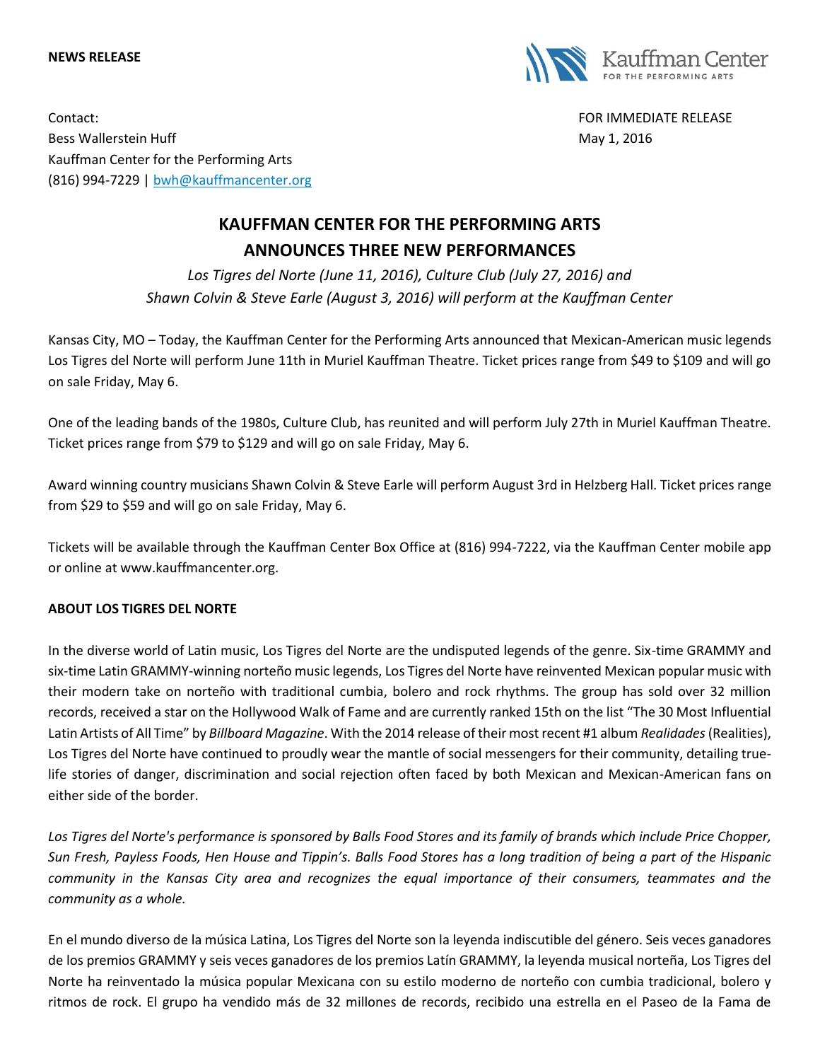**NEWS RELEASE**

Kauffman Center FOR THE PERFORMING ARTS

Contact:
Bess Wallerstein Huff
Kauffman Center for the Performing Arts
(816) 994-7229 | bwh@kauffmancenter.org

FOR IMMEDIATE RELEASE
May 1, 2016

# KAUFFMAN CENTER FOR THE PERFORMING ARTS ANNOUNCES THREE NEW PERFORMANCES

*Los Tigres del Norte (June 11, 2016), Culture Club (July 27, 2016) and Shawn Colvin & Steve Earle (August 3, 2016) will perform at the Kauffman Center*

Kansas City, MO – Today, the Kauffman Center for the Performing Arts announced that Mexican-American music legends Los Tigres del Norte will perform June 11th in Muriel Kauffman Theatre. Ticket prices range from $49 to $109 and will go on sale Friday, May 6.

One of the leading bands of the 1980s, Culture Club, has reunited and will perform July 27th in Muriel Kauffman Theatre. Ticket prices range from $79 to $129 and will go on sale Friday, May 6.

Award winning country musicians Shawn Colvin & Steve Earle will perform August 3rd in Helzberg Hall. Ticket prices range from $29 to $59 and will go on sale Friday, May 6.

Tickets will be available through the Kauffman Center Box Office at (816) 994-7222, via the Kauffman Center mobile app or online at www.kauffmancenter.org.

**ABOUT LOS TIGRES DEL NORTE**

In the diverse world of Latin music, Los Tigres del Norte are the undisputed legends of the genre. Six-time GRAMMY and six-time Latin GRAMMY-winning norteño music legends, Los Tigres del Norte have reinvented Mexican popular music with their modern take on norteño with traditional cumbia, bolero and rock rhythms. The group has sold over 32 million records, received a star on the Hollywood Walk of Fame and are currently ranked 15th on the list "The 30 Most Influential Latin Artists of All Time" by *Billboard Magazine*. With the 2014 release of their most recent #1 album *Realidades* (Realities), Los Tigres del Norte have continued to proudly wear the mantle of social messengers for their community, detailing true-life stories of danger, discrimination and social rejection often faced by both Mexican and Mexican-American fans on either side of the border.

*Los Tigres del Norte's performance is sponsored by Balls Food Stores and its family of brands which include Price Chopper, Sun Fresh, Payless Foods, Hen House and Tippin's. Balls Food Stores has a long tradition of being a part of the Hispanic community in the Kansas City area and recognizes the equal importance of their consumers, teammates and the community as a whole.*

En el mundo diverso de la música Latina, Los Tigres del Norte son la leyenda indiscutible del género. Seis veces ganadores de los premios GRAMMY y seis veces ganadores de los premios Latín GRAMMY, la leyenda musical norteña, Los Tigres del Norte ha reinventado la música popular Mexicana con su estilo moderno de norteño con cumbia tradicional, bolero y ritmos de rock. El grupo ha vendido más de 32 millones de records, recibido una estrella en el Paseo de la Fama de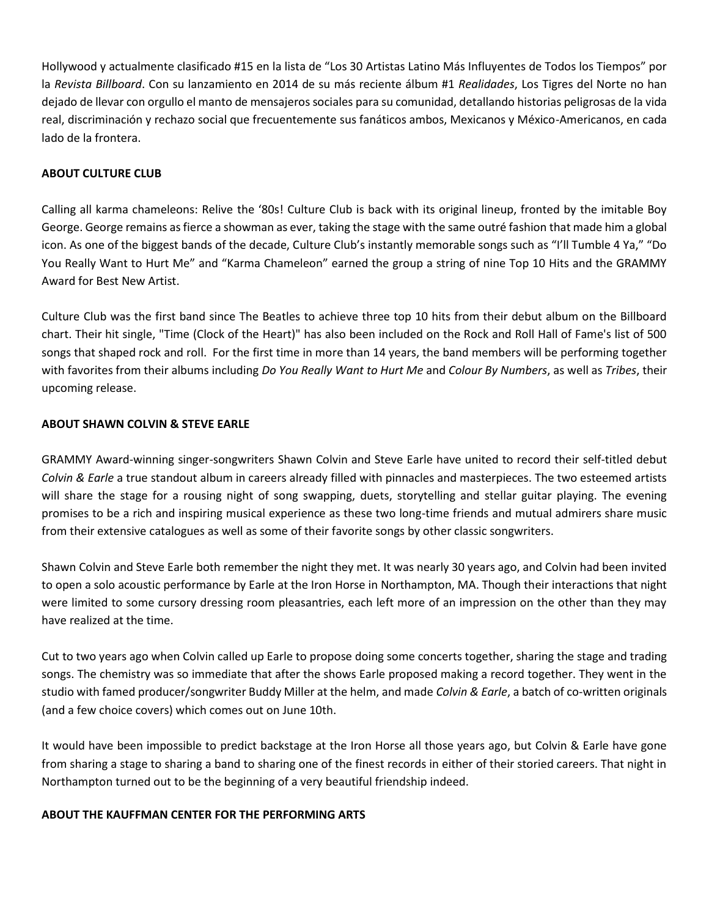Hollywood y actualmente clasificado #15 en la lista de "Los 30 Artistas Latino Más Influyentes de Todos los Tiempos" por la *Revista Billboard*. Con su lanzamiento en 2014 de su más reciente álbum #1 *Realidades*, Los Tigres del Norte no han dejado de llevar con orgullo el manto de mensajeros sociales para su comunidad, detallando historias peligrosas de la vida real, discriminación y rechazo social que frecuentemente sus fanáticos ambos, Mexicanos y México-Americanos, en cada lado de la frontera.

**ABOUT CULTURE CLUB**

Calling all karma chameleons: Relive the '80s! Culture Club is back with its original lineup, fronted by the imitable Boy George. George remains as fierce a showman as ever, taking the stage with the same outré fashion that made him a global icon. As one of the biggest bands of the decade, Culture Club's instantly memorable songs such as "I'll Tumble 4 Ya," "Do You Really Want to Hurt Me" and "Karma Chameleon" earned the group a string of nine Top 10 Hits and the GRAMMY Award for Best New Artist.

Culture Club was the first band since The Beatles to achieve three top 10 hits from their debut album on the Billboard chart. Their hit single, "Time (Clock of the Heart)" has also been included on the Rock and Roll Hall of Fame's list of 500 songs that shaped rock and roll. For the first time in more than 14 years, the band members will be performing together with favorites from their albums including *Do You Really Want to Hurt Me* and *Colour By Numbers*, as well as *Tribes*, their upcoming release.

**ABOUT SHAWN COLVIN & STEVE EARLE**

GRAMMY Award-winning singer-songwriters Shawn Colvin and Steve Earle have united to record their self-titled debut *Colvin & Earle* a true standout album in careers already filled with pinnacles and masterpieces. The two esteemed artists will share the stage for a rousing night of song swapping, duets, storytelling and stellar guitar playing. The evening promises to be a rich and inspiring musical experience as these two long-time friends and mutual admirers share music from their extensive catalogues as well as some of their favorite songs by other classic songwriters.

Shawn Colvin and Steve Earle both remember the night they met. It was nearly 30 years ago, and Colvin had been invited to open a solo acoustic performance by Earle at the Iron Horse in Northampton, MA. Though their interactions that night were limited to some cursory dressing room pleasantries, each left more of an impression on the other than they may have realized at the time.

Cut to two years ago when Colvin called up Earle to propose doing some concerts together, sharing the stage and trading songs. The chemistry was so immediate that after the shows Earle proposed making a record together. They went in the studio with famed producer/songwriter Buddy Miller at the helm, and made *Colvin & Earle*, a batch of co-written originals (and a few choice covers) which comes out on June 10th.

It would have been impossible to predict backstage at the Iron Horse all those years ago, but Colvin & Earle have gone from sharing a stage to sharing a band to sharing one of the finest records in either of their storied careers. That night in Northampton turned out to be the beginning of a very beautiful friendship indeed.

**ABOUT THE KAUFFMAN CENTER FOR THE PERFORMING ARTS**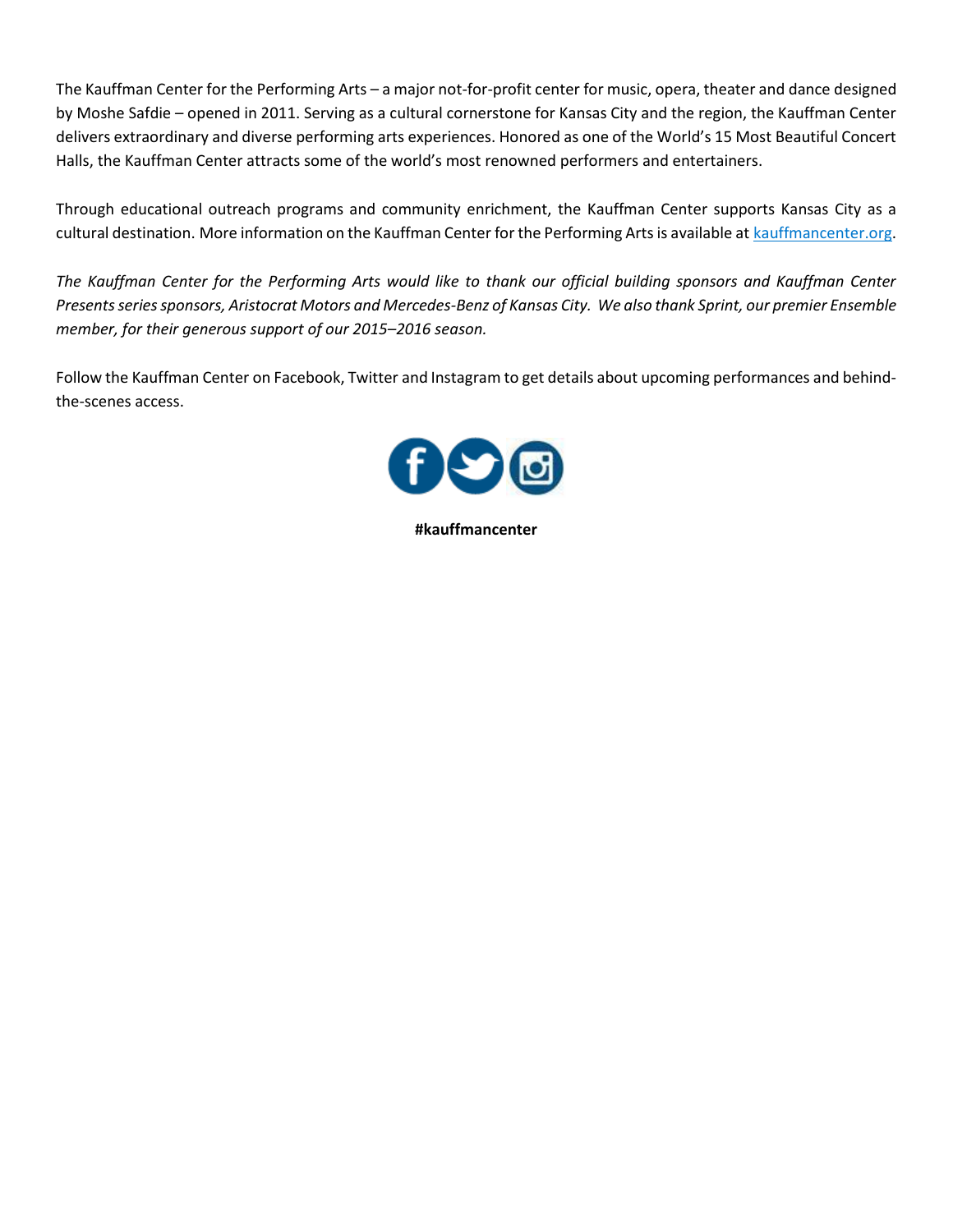The Kauffman Center for the Performing Arts – a major not-for-profit center for music, opera, theater and dance designed by Moshe Safdie – opened in 2011. Serving as a cultural cornerstone for Kansas City and the region, the Kauffman Center delivers extraordinary and diverse performing arts experiences. Honored as one of the World's 15 Most Beautiful Concert Halls, the Kauffman Center attracts some of the world's most renowned performers and entertainers.

Through educational outreach programs and community enrichment, the Kauffman Center supports Kansas City as a cultural destination. More information on the Kauffman Center for the Performing Arts is available at [kauffmancenter.org](http://kauffmancenter.org).

*The Kauffman Center for the Performing Arts would like to thank our official building sponsors and Kauffman Center Presents series sponsors, Aristocrat Motors and Mercedes-Benz of Kansas City. We also thank Sprint, our premier Ensemble member, for their generous support of our 2015–2016 season.*

Follow the Kauffman Center on Facebook, Twitter and Instagram to get details about upcoming performances and behind-the-scenes access.

**#kauffmancenter**